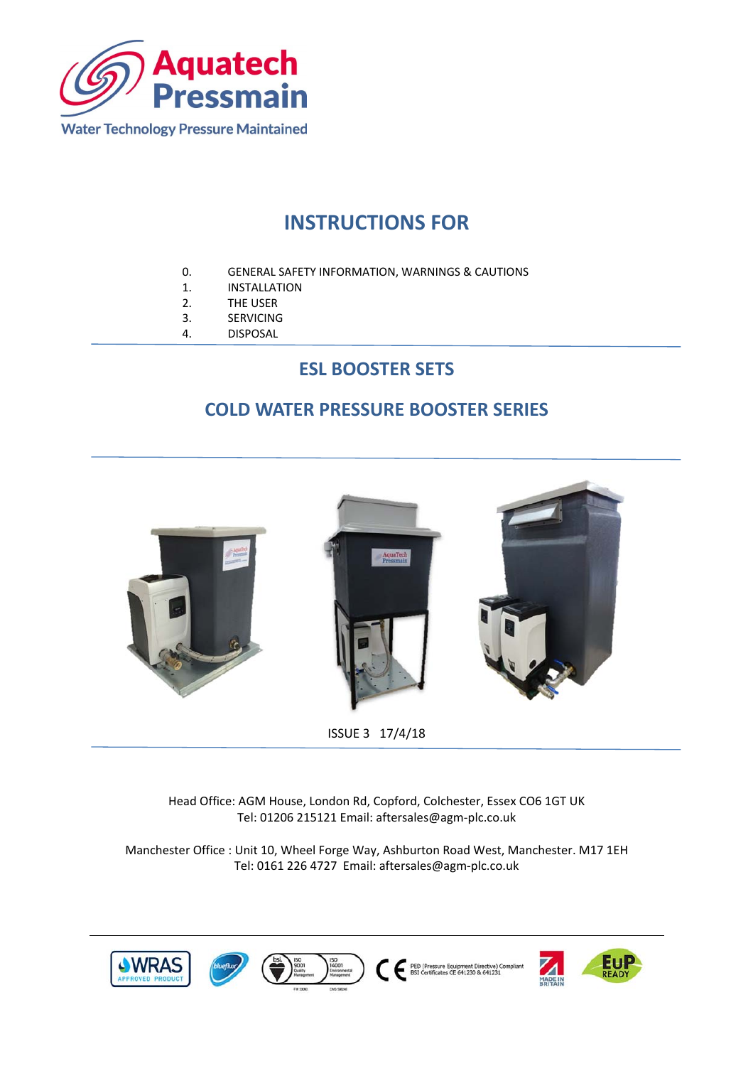Aquatech Pressmain

Water Technology Pressure Maintained

# INSTRUCTIONS FOR

0. GENERAL SAFETY INFORMATION, WARNINGS & CAUTIONS
1. INSTALLATION
2. THE USER
3. SERVICING
4. DISPOSAL

## ESL BOOSTER SETS

## COLD WATER PRESSURE BOOSTER SERIES

ISSUE 3 17/4/18

Head Office: AGM House, London Rd, Copford, Colchester, Essex CO6 1GT UK
Tel: 01206 215121 Email: aftersales@agm-plc.co.uk

Manchester Office : Unit 10, Wheel Forge Way, Ashburton Road West, Manchester. M17 1EH
Tel: 0161 226 4727 Email: aftersales@agm-plc.co.uk

WRAS APPROVED PRODUCT · blueflux · bsi ISO 9001 Quality Management FM 33090 · ISO 14001 Environmental Management EMS 598240 · CE PED (Pressure Equipment Directive) Compliant BSI Certificates CE 641230 & 641231 · MADE IN BRITAIN · EuP READY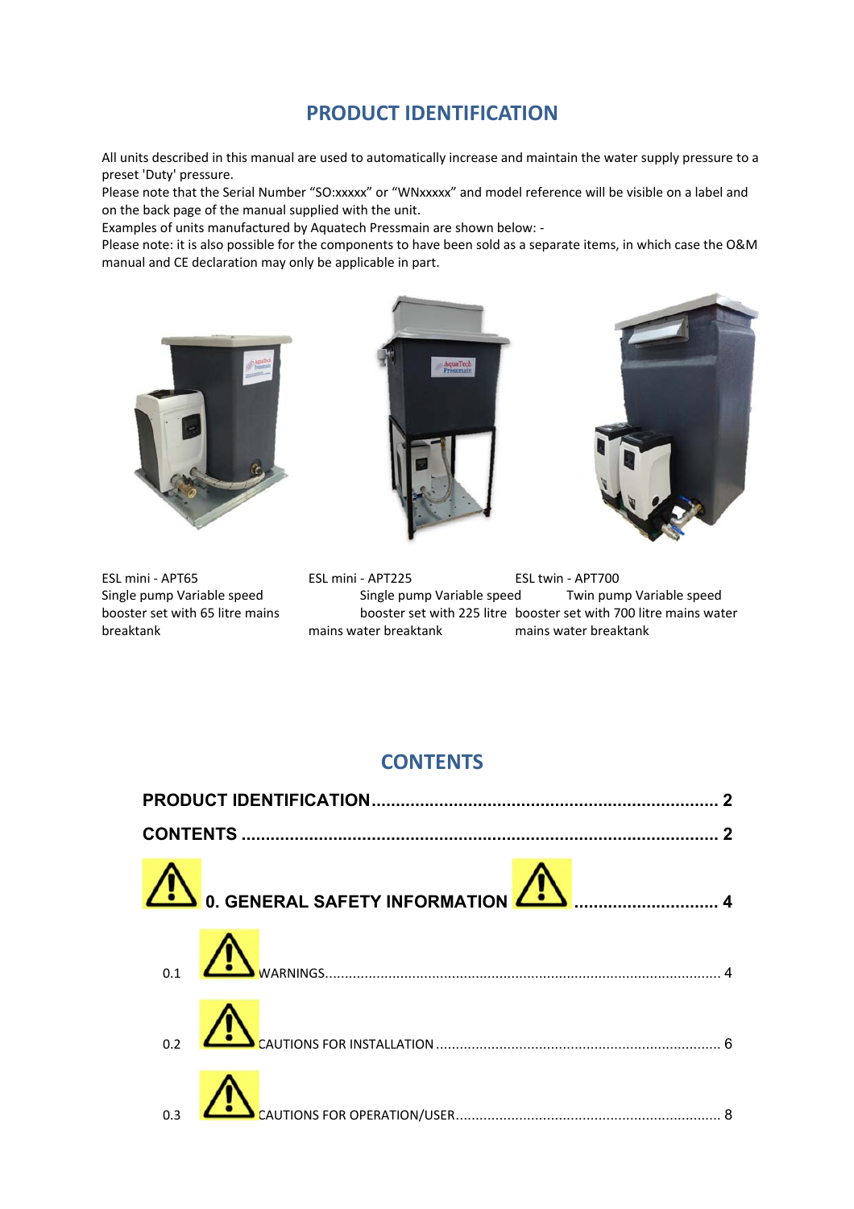# PRODUCT IDENTIFICATION

All units described in this manual are used to automatically increase and maintain the water supply pressure to a preset 'Duty' pressure.

Please note that the Serial Number "SO:xxxxx" or "WNxxxxx" and model reference will be visible on a label and on the back page of the manual supplied with the unit.

Examples of units manufactured by Aquatech Pressmain are shown below: -

Please note: it is also possible for the components to have been sold as a separate items, in which case the O&M manual and CE declaration may only be applicable in part.

ESL mini - APT65
Single pump Variable speed booster set with 65 litre mains breaktank

ESL mini - APT225
Single pump Variable speed booster set with 225 litre mains water breaktank

ESL twin - APT700
Twin pump Variable speed booster set with 700 litre mains water mains water breaktank

# CONTENTS

**PRODUCT IDENTIFICATION** ........................................ **2**

**CONTENTS** ........................................ **2**

**0. GENERAL SAFETY INFORMATION** ........................................ **4**

0.1 WARNINGS ........................................ 4

0.2 CAUTIONS FOR INSTALLATION ........................................ 6

0.3 CAUTIONS FOR OPERATION/USER ........................................ 8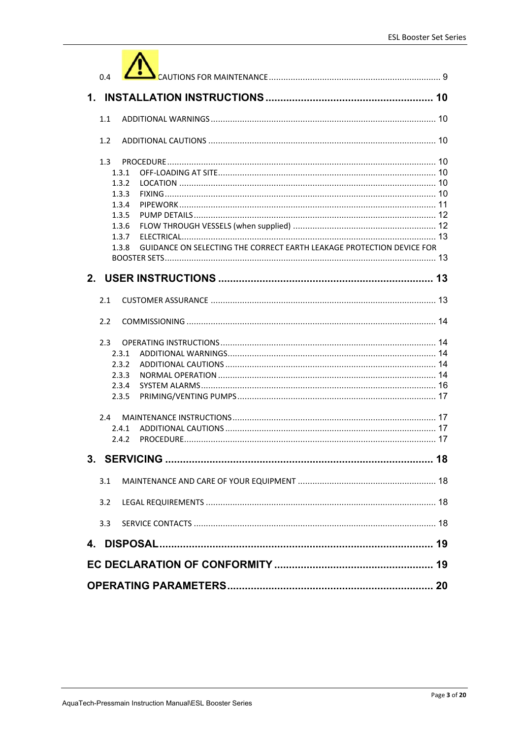0.4 ⚠ CAUTIONS FOR MAINTENANCE .......... 9

**1. INSTALLATION INSTRUCTIONS .......... 10**

1.1 ADDITIONAL WARNINGS .......... 10

1.2 ADDITIONAL CAUTIONS .......... 10

1.3 PROCEDURE .......... 10
- 1.3.1 OFF-LOADING AT SITE .......... 10
- 1.3.2 LOCATION .......... 10
- 1.3.3 FIXING .......... 10
- 1.3.4 PIPEWORK .......... 11
- 1.3.5 PUMP DETAILS .......... 12
- 1.3.6 FLOW THROUGH VESSELS (when supplied) .......... 12
- 1.3.7 ELECTRICAL .......... 13
- 1.3.8 GUIDANCE ON SELECTING THE CORRECT EARTH LEAKAGE PROTECTION DEVICE FOR BOOSTER SETS .......... 13

**2. USER INSTRUCTIONS .......... 13**

2.1 CUSTOMER ASSURANCE .......... 13

2.2 COMMISSIONING .......... 14

2.3 OPERATING INSTRUCTIONS .......... 14
- 2.3.1 ADDITIONAL WARNINGS .......... 14
- 2.3.2 ADDITIONAL CAUTIONS .......... 14
- 2.3.3 NORMAL OPERATION .......... 14
- 2.3.4 SYSTEM ALARMS .......... 16
- 2.3.5 PRIMING/VENTING PUMPS .......... 17

2.4 MAINTENANCE INSTRUCTIONS .......... 17
- 2.4.1 ADDITIONAL CAUTIONS .......... 17
- 2.4.2 PROCEDURE .......... 17

**3. SERVICING .......... 18**

3.1 MAINTENANCE AND CARE OF YOUR EQUIPMENT .......... 18

3.2 LEGAL REQUIREMENTS .......... 18

3.3 SERVICE CONTACTS .......... 18

**4. DISPOSAL .......... 19**

**EC DECLARATION OF CONFORMITY .......... 19**

**OPERATING PARAMETERS .......... 20**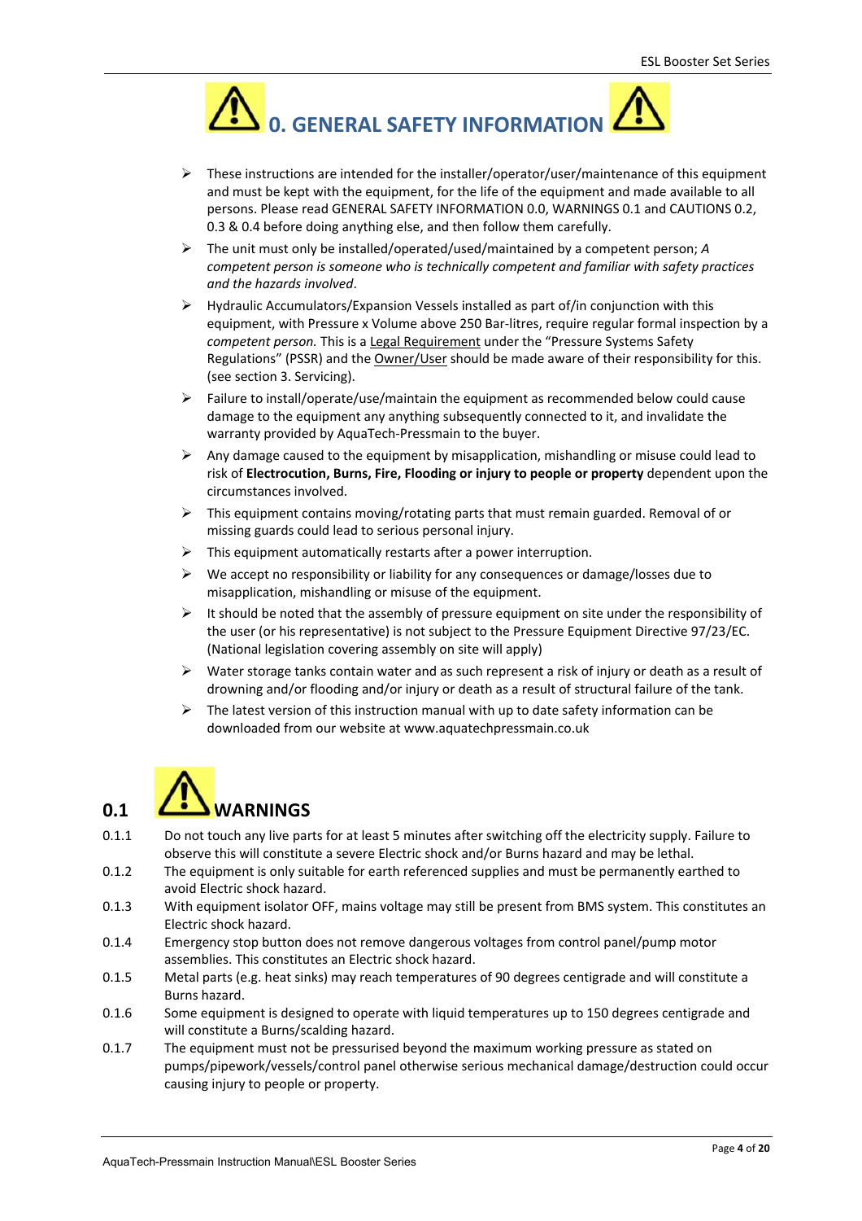# 0. GENERAL SAFETY INFORMATION

- These instructions are intended for the installer/operator/user/maintenance of this equipment and must be kept with the equipment, for the life of the equipment and made available to all persons. Please read GENERAL SAFETY INFORMATION 0.0, WARNINGS 0.1 and CAUTIONS 0.2, 0.3 & 0.4 before doing anything else, and then follow them carefully.
- The unit must only be installed/operated/used/maintained by a competent person; *A competent person is someone who is technically competent and familiar with safety practices and the hazards involved*.
- Hydraulic Accumulators/Expansion Vessels installed as part of/in conjunction with this equipment, with Pressure x Volume above 250 Bar-litres, require regular formal inspection by a *competent person.* This is a Legal Requirement under the "Pressure Systems Safety Regulations" (PSSR) and the Owner/User should be made aware of their responsibility for this. (see section 3. Servicing).
- Failure to install/operate/use/maintain the equipment as recommended below could cause damage to the equipment any anything subsequently connected to it, and invalidate the warranty provided by AquaTech-Pressmain to the buyer.
- Any damage caused to the equipment by misapplication, mishandling or misuse could lead to risk of **Electrocution, Burns, Fire, Flooding or injury to people or property** dependent upon the circumstances involved.
- This equipment contains moving/rotating parts that must remain guarded. Removal of or missing guards could lead to serious personal injury.
- This equipment automatically restarts after a power interruption.
- We accept no responsibility or liability for any consequences or damage/losses due to misapplication, mishandling or misuse of the equipment.
- It should be noted that the assembly of pressure equipment on site under the responsibility of the user (or his representative) is not subject to the Pressure Equipment Directive 97/23/EC. (National legislation covering assembly on site will apply)
- Water storage tanks contain water and as such represent a risk of injury or death as a result of drowning and/or flooding and/or injury or death as a result of structural failure of the tank.
- The latest version of this instruction manual with up to date safety information can be downloaded from our website at www.aquatechpressmain.co.uk

## 0.1 WARNINGS

0.1.1 Do not touch any live parts for at least 5 minutes after switching off the electricity supply. Failure to observe this will constitute a severe Electric shock and/or Burns hazard and may be lethal.

0.1.2 The equipment is only suitable for earth referenced supplies and must be permanently earthed to avoid Electric shock hazard.

0.1.3 With equipment isolator OFF, mains voltage may still be present from BMS system. This constitutes an Electric shock hazard.

0.1.4 Emergency stop button does not remove dangerous voltages from control panel/pump motor assemblies. This constitutes an Electric shock hazard.

0.1.5 Metal parts (e.g. heat sinks) may reach temperatures of 90 degrees centigrade and will constitute a Burns hazard.

0.1.6 Some equipment is designed to operate with liquid temperatures up to 150 degrees centigrade and will constitute a Burns/scalding hazard.

0.1.7 The equipment must not be pressurised beyond the maximum working pressure as stated on pumps/pipework/vessels/control panel otherwise serious mechanical damage/destruction could occur causing injury to people or property.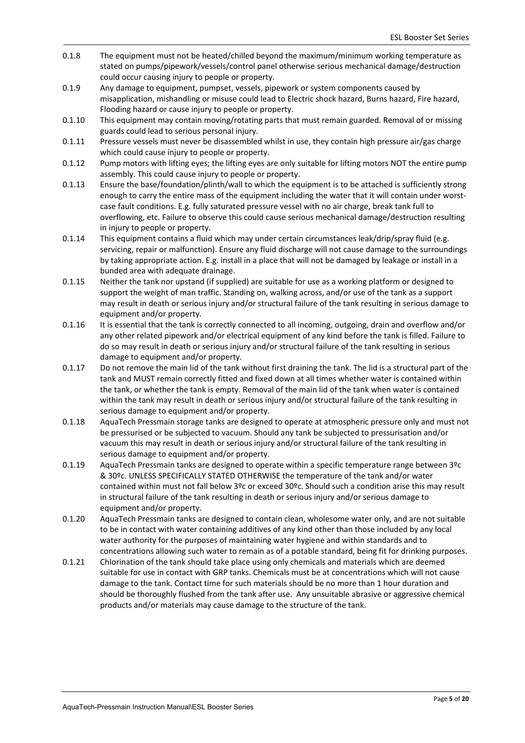0.1.8 The equipment must not be heated/chilled beyond the maximum/minimum working temperature as stated on pumps/pipework/vessels/control panel otherwise serious mechanical damage/destruction could occur causing injury to people or property.

0.1.9 Any damage to equipment, pumpset, vessels, pipework or system components caused by misapplication, mishandling or misuse could lead to Electric shock hazard, Burns hazard, Fire hazard, Flooding hazard or cause injury to people or property.

0.1.10 This equipment may contain moving/rotating parts that must remain guarded. Removal of or missing guards could lead to serious personal injury.

0.1.11 Pressure vessels must never be disassembled whilst in use, they contain high pressure air/gas charge which could cause injury to people or property.

0.1.12 Pump motors with lifting eyes; the lifting eyes are only suitable for lifting motors NOT the entire pump assembly. This could cause injury to people or property.

0.1.13 Ensure the base/foundation/plinth/wall to which the equipment is to be attached is sufficiently strong enough to carry the entire mass of the equipment including the water that it will contain under worst-case fault conditions. E.g. fully saturated pressure vessel with no air charge, break tank full to overflowing, etc. Failure to observe this could cause serious mechanical damage/destruction resulting in injury to people or property.

0.1.14 This equipment contains a fluid which may under certain circumstances leak/drip/spray fluid (e.g. servicing, repair or malfunction). Ensure any fluid discharge will not cause damage to the surroundings by taking appropriate action. E.g. install in a place that will not be damaged by leakage or install in a bunded area with adequate drainage.

0.1.15 Neither the tank nor upstand (if supplied) are suitable for use as a working platform or designed to support the weight of man traffic. Standing on, walking across, and/or use of the tank as a support may result in death or serious injury and/or structural failure of the tank resulting in serious damage to equipment and/or property.

0.1.16 It is essential that the tank is correctly connected to all incoming, outgoing, drain and overflow and/or any other related pipework and/or electrical equipment of any kind before the tank is filled. Failure to do so may result in death or serious injury and/or structural failure of the tank resulting in serious damage to equipment and/or property.

0.1.17 Do not remove the main lid of the tank without first draining the tank. The lid is a structural part of the tank and MUST remain correctly fitted and fixed down at all times whether water is contained within the tank, or whether the tank is empty. Removal of the main lid of the tank when water is contained within the tank may result in death or serious injury and/or structural failure of the tank resulting in serious damage to equipment and/or property.

0.1.18 AquaTech Pressmain storage tanks are designed to operate at atmospheric pressure only and must not be pressurised or be subjected to vacuum. Should any tank be subjected to pressurisation and/or vacuum this may result in death or serious injury and/or structural failure of the tank resulting in serious damage to equipment and/or property.

0.1.19 AquaTech Pressmain tanks are designed to operate within a specific temperature range between 3ºc & 30ºc. UNLESS SPECIFICALLY STATED OTHERWISE the temperature of the tank and/or water contained within must not fall below 3ºc or exceed 30ºc. Should such a condition arise this may result in structural failure of the tank resulting in death or serious injury and/or serious damage to equipment and/or property.

0.1.20 AquaTech Pressmain tanks are designed to contain clean, wholesome water only, and are not suitable to be in contact with water containing additives of any kind other than those included by any local water authority for the purposes of maintaining water hygiene and within standards and to concentrations allowing such water to remain as of a potable standard, being fit for drinking purposes.

0.1.21 Chlorination of the tank should take place using only chemicals and materials which are deemed suitable for use in contact with GRP tanks. Chemicals must be at concentrations which will not cause damage to the tank. Contact time for such materials should be no more than 1 hour duration and should be thoroughly flushed from the tank after use. Any unsuitable abrasive or aggressive chemical products and/or materials may cause damage to the structure of the tank.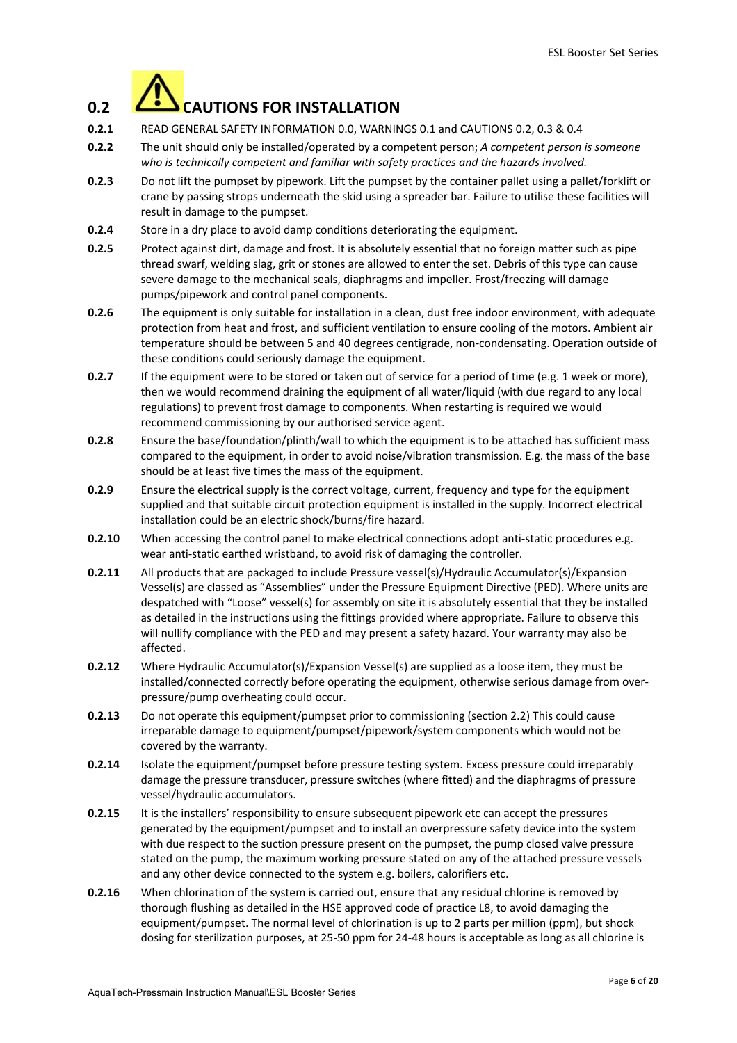## 0.2 CAUTIONS FOR INSTALLATION

**0.2.1** READ GENERAL SAFETY INFORMATION 0.0, WARNINGS 0.1 and CAUTIONS 0.2, 0.3 & 0.4

**0.2.2** The unit should only be installed/operated by a competent person; *A competent person is someone who is technically competent and familiar with safety practices and the hazards involved.*

**0.2.3** Do not lift the pumpset by pipework. Lift the pumpset by the container pallet using a pallet/forklift or crane by passing strops underneath the skid using a spreader bar. Failure to utilise these facilities will result in damage to the pumpset.

**0.2.4** Store in a dry place to avoid damp conditions deteriorating the equipment.

**0.2.5** Protect against dirt, damage and frost. It is absolutely essential that no foreign matter such as pipe thread swarf, welding slag, grit or stones are allowed to enter the set. Debris of this type can cause severe damage to the mechanical seals, diaphragms and impeller. Frost/freezing will damage pumps/pipework and control panel components.

**0.2.6** The equipment is only suitable for installation in a clean, dust free indoor environment, with adequate protection from heat and frost, and sufficient ventilation to ensure cooling of the motors. Ambient air temperature should be between 5 and 40 degrees centigrade, non-condensating. Operation outside of these conditions could seriously damage the equipment.

**0.2.7** If the equipment were to be stored or taken out of service for a period of time (e.g. 1 week or more), then we would recommend draining the equipment of all water/liquid (with due regard to any local regulations) to prevent frost damage to components. When restarting is required we would recommend commissioning by our authorised service agent.

**0.2.8** Ensure the base/foundation/plinth/wall to which the equipment is to be attached has sufficient mass compared to the equipment, in order to avoid noise/vibration transmission. E.g. the mass of the base should be at least five times the mass of the equipment.

**0.2.9** Ensure the electrical supply is the correct voltage, current, frequency and type for the equipment supplied and that suitable circuit protection equipment is installed in the supply. Incorrect electrical installation could be an electric shock/burns/fire hazard.

**0.2.10** When accessing the control panel to make electrical connections adopt anti-static procedures e.g. wear anti-static earthed wristband, to avoid risk of damaging the controller.

**0.2.11** All products that are packaged to include Pressure vessel(s)/Hydraulic Accumulator(s)/Expansion Vessel(s) are classed as "Assemblies" under the Pressure Equipment Directive (PED). Where units are despatched with "Loose" vessel(s) for assembly on site it is absolutely essential that they be installed as detailed in the instructions using the fittings provided where appropriate. Failure to observe this will nullify compliance with the PED and may present a safety hazard. Your warranty may also be affected.

**0.2.12** Where Hydraulic Accumulator(s)/Expansion Vessel(s) are supplied as a loose item, they must be installed/connected correctly before operating the equipment, otherwise serious damage from over-pressure/pump overheating could occur.

**0.2.13** Do not operate this equipment/pumpset prior to commissioning (section 2.2) This could cause irreparable damage to equipment/pumpset/pipework/system components which would not be covered by the warranty.

**0.2.14** Isolate the equipment/pumpset before pressure testing system. Excess pressure could irreparably damage the pressure transducer, pressure switches (where fitted) and the diaphragms of pressure vessel/hydraulic accumulators.

**0.2.15** It is the installers' responsibility to ensure subsequent pipework etc can accept the pressures generated by the equipment/pumpset and to install an overpressure safety device into the system with due respect to the suction pressure present on the pumpset, the pump closed valve pressure stated on the pump, the maximum working pressure stated on any of the attached pressure vessels and any other device connected to the system e.g. boilers, calorifiers etc.

**0.2.16** When chlorination of the system is carried out, ensure that any residual chlorine is removed by thorough flushing as detailed in the HSE approved code of practice L8, to avoid damaging the equipment/pumpset. The normal level of chlorination is up to 2 parts per million (ppm), but shock dosing for sterilization purposes, at 25-50 ppm for 24-48 hours is acceptable as long as all chlorine is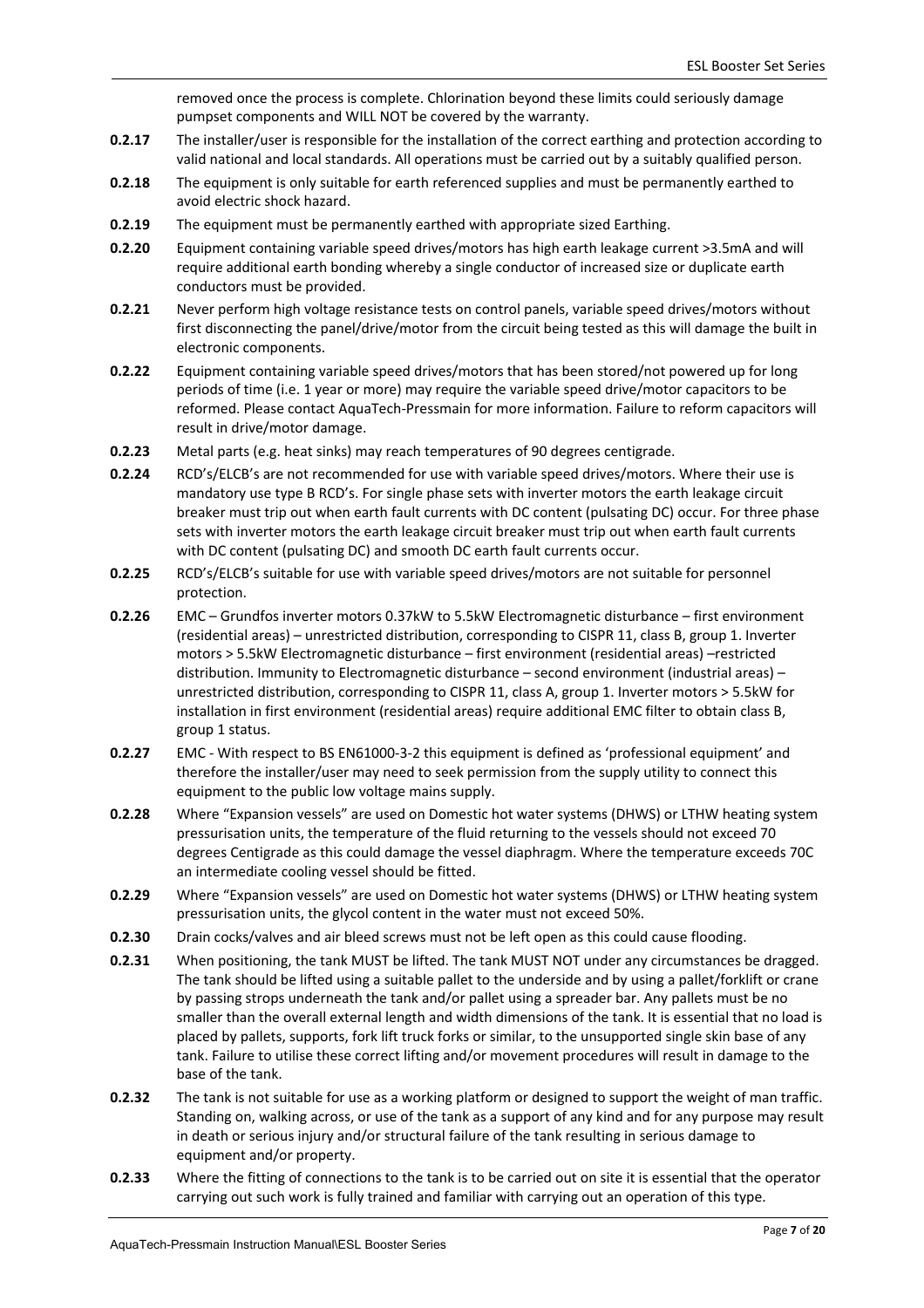removed once the process is complete. Chlorination beyond these limits could seriously damage pumpset components and WILL NOT be covered by the warranty.

**0.2.17** The installer/user is responsible for the installation of the correct earthing and protection according to valid national and local standards. All operations must be carried out by a suitably qualified person.

**0.2.18** The equipment is only suitable for earth referenced supplies and must be permanently earthed to avoid electric shock hazard.

**0.2.19** The equipment must be permanently earthed with appropriate sized Earthing.

**0.2.20** Equipment containing variable speed drives/motors has high earth leakage current >3.5mA and will require additional earth bonding whereby a single conductor of increased size or duplicate earth conductors must be provided.

**0.2.21** Never perform high voltage resistance tests on control panels, variable speed drives/motors without first disconnecting the panel/drive/motor from the circuit being tested as this will damage the built in electronic components.

**0.2.22** Equipment containing variable speed drives/motors that has been stored/not powered up for long periods of time (i.e. 1 year or more) may require the variable speed drive/motor capacitors to be reformed. Please contact AquaTech-Pressmain for more information. Failure to reform capacitors will result in drive/motor damage.

**0.2.23** Metal parts (e.g. heat sinks) may reach temperatures of 90 degrees centigrade.

**0.2.24** RCD's/ELCB's are not recommended for use with variable speed drives/motors. Where their use is mandatory use type B RCD's. For single phase sets with inverter motors the earth leakage circuit breaker must trip out when earth fault currents with DC content (pulsating DC) occur. For three phase sets with inverter motors the earth leakage circuit breaker must trip out when earth fault currents with DC content (pulsating DC) and smooth DC earth fault currents occur.

**0.2.25** RCD's/ELCB's suitable for use with variable speed drives/motors are not suitable for personnel protection.

**0.2.26** EMC – Grundfos inverter motors 0.37kW to 5.5kW Electromagnetic disturbance – first environment (residential areas) – unrestricted distribution, corresponding to CISPR 11, class B, group 1. Inverter motors > 5.5kW Electromagnetic disturbance – first environment (residential areas) –restricted distribution. Immunity to Electromagnetic disturbance – second environment (industrial areas) – unrestricted distribution, corresponding to CISPR 11, class A, group 1. Inverter motors > 5.5kW for installation in first environment (residential areas) require additional EMC filter to obtain class B, group 1 status.

**0.2.27** EMC - With respect to BS EN61000-3-2 this equipment is defined as 'professional equipment' and therefore the installer/user may need to seek permission from the supply utility to connect this equipment to the public low voltage mains supply.

**0.2.28** Where "Expansion vessels" are used on Domestic hot water systems (DHWS) or LTHW heating system pressurisation units, the temperature of the fluid returning to the vessels should not exceed 70 degrees Centigrade as this could damage the vessel diaphragm. Where the temperature exceeds 70C an intermediate cooling vessel should be fitted.

**0.2.29** Where "Expansion vessels" are used on Domestic hot water systems (DHWS) or LTHW heating system pressurisation units, the glycol content in the water must not exceed 50%.

**0.2.30** Drain cocks/valves and air bleed screws must not be left open as this could cause flooding.

**0.2.31** When positioning, the tank MUST be lifted. The tank MUST NOT under any circumstances be dragged. The tank should be lifted using a suitable pallet to the underside and by using a pallet/forklift or crane by passing strops underneath the tank and/or pallet using a spreader bar. Any pallets must be no smaller than the overall external length and width dimensions of the tank. It is essential that no load is placed by pallets, supports, fork lift truck forks or similar, to the unsupported single skin base of any tank. Failure to utilise these correct lifting and/or movement procedures will result in damage to the base of the tank.

**0.2.32** The tank is not suitable for use as a working platform or designed to support the weight of man traffic. Standing on, walking across, or use of the tank as a support of any kind and for any purpose may result in death or serious injury and/or structural failure of the tank resulting in serious damage to equipment and/or property.

**0.2.33** Where the fitting of connections to the tank is to be carried out on site it is essential that the operator carrying out such work is fully trained and familiar with carrying out an operation of this type.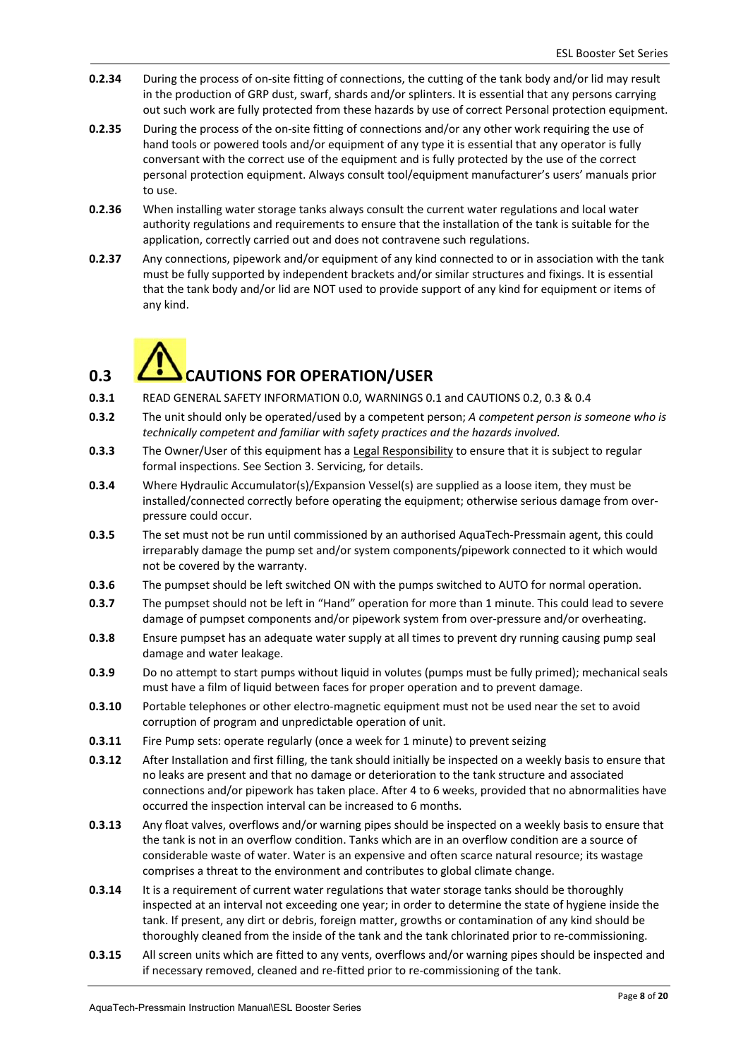**0.2.34** During the process of on-site fitting of connections, the cutting of the tank body and/or lid may result in the production of GRP dust, swarf, shards and/or splinters. It is essential that any persons carrying out such work are fully protected from these hazards by use of correct Personal protection equipment.

**0.2.35** During the process of the on-site fitting of connections and/or any other work requiring the use of hand tools or powered tools and/or equipment of any type it is essential that any operator is fully conversant with the correct use of the equipment and is fully protected by the use of the correct personal protection equipment. Always consult tool/equipment manufacturer's users' manuals prior to use.

**0.2.36** When installing water storage tanks always consult the current water regulations and local water authority regulations and requirements to ensure that the installation of the tank is suitable for the application, correctly carried out and does not contravene such regulations.

**0.2.37** Any connections, pipework and/or equipment of any kind connected to or in association with the tank must be fully supported by independent brackets and/or similar structures and fixings. It is essential that the tank body and/or lid are NOT used to provide support of any kind for equipment or items of any kind.

## 0.3 ⚠ CAUTIONS FOR OPERATION/USER

**0.3.1** READ GENERAL SAFETY INFORMATION 0.0, WARNINGS 0.1 and CAUTIONS 0.2, 0.3 & 0.4

**0.3.2** The unit should only be operated/used by a competent person; *A competent person is someone who is technically competent and familiar with safety practices and the hazards involved.*

**0.3.3** The Owner/User of this equipment has a Legal Responsibility to ensure that it is subject to regular formal inspections. See Section 3. Servicing, for details.

**0.3.4** Where Hydraulic Accumulator(s)/Expansion Vessel(s) are supplied as a loose item, they must be installed/connected correctly before operating the equipment; otherwise serious damage from over-pressure could occur.

**0.3.5** The set must not be run until commissioned by an authorised AquaTech-Pressmain agent, this could irreparably damage the pump set and/or system components/pipework connected to it which would not be covered by the warranty.

**0.3.6** The pumpset should be left switched ON with the pumps switched to AUTO for normal operation.

**0.3.7** The pumpset should not be left in "Hand" operation for more than 1 minute. This could lead to severe damage of pumpset components and/or pipework system from over-pressure and/or overheating.

**0.3.8** Ensure pumpset has an adequate water supply at all times to prevent dry running causing pump seal damage and water leakage.

**0.3.9** Do no attempt to start pumps without liquid in volutes (pumps must be fully primed); mechanical seals must have a film of liquid between faces for proper operation and to prevent damage.

**0.3.10** Portable telephones or other electro-magnetic equipment must not be used near the set to avoid corruption of program and unpredictable operation of unit.

**0.3.11** Fire Pump sets: operate regularly (once a week for 1 minute) to prevent seizing

**0.3.12** After Installation and first filling, the tank should initially be inspected on a weekly basis to ensure that no leaks are present and that no damage or deterioration to the tank structure and associated connections and/or pipework has taken place. After 4 to 6 weeks, provided that no abnormalities have occurred the inspection interval can be increased to 6 months.

**0.3.13** Any float valves, overflows and/or warning pipes should be inspected on a weekly basis to ensure that the tank is not in an overflow condition. Tanks which are in an overflow condition are a source of considerable waste of water. Water is an expensive and often scarce natural resource; its wastage comprises a threat to the environment and contributes to global climate change.

**0.3.14** It is a requirement of current water regulations that water storage tanks should be thoroughly inspected at an interval not exceeding one year; in order to determine the state of hygiene inside the tank. If present, any dirt or debris, foreign matter, growths or contamination of any kind should be thoroughly cleaned from the inside of the tank and the tank chlorinated prior to re-commissioning.

**0.3.15** All screen units which are fitted to any vents, overflows and/or warning pipes should be inspected and if necessary removed, cleaned and re-fitted prior to re-commissioning of the tank.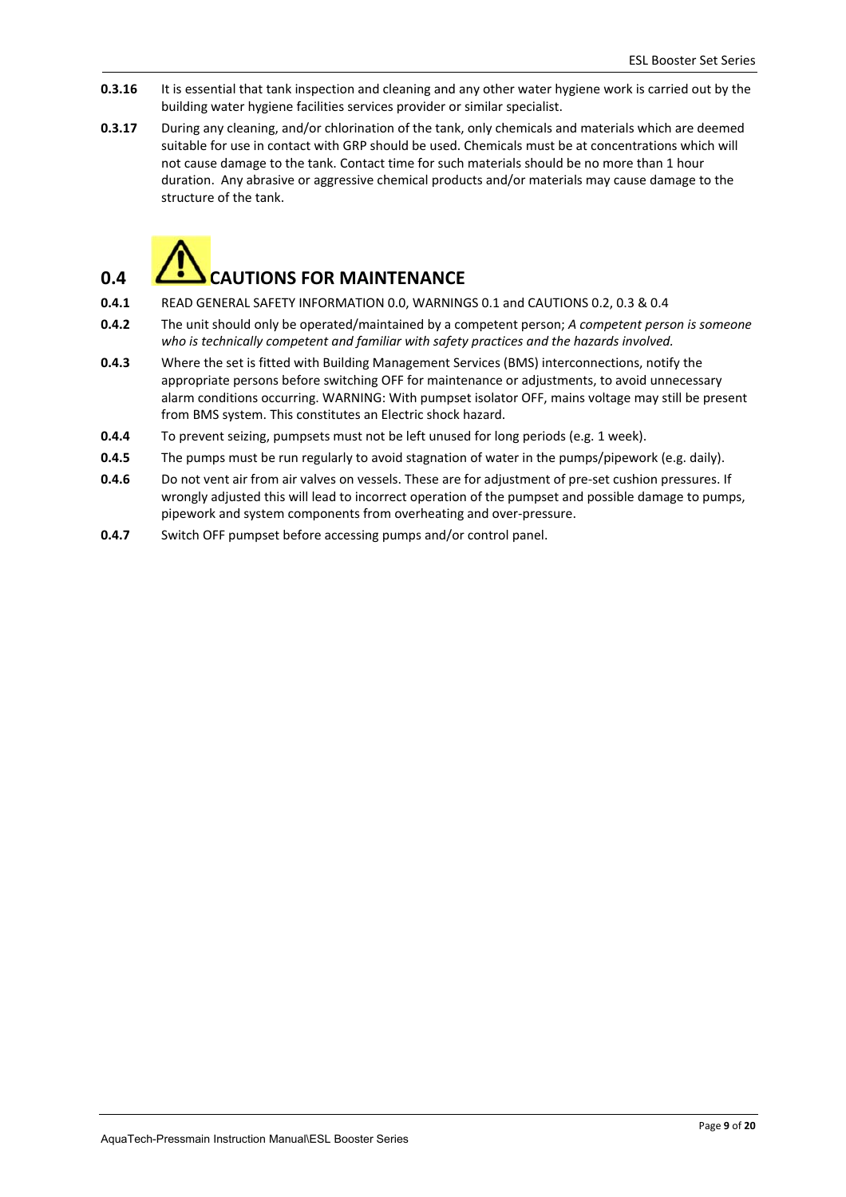**0.3.16** It is essential that tank inspection and cleaning and any other water hygiene work is carried out by the building water hygiene facilities services provider or similar specialist.

**0.3.17** During any cleaning, and/or chlorination of the tank, only chemicals and materials which are deemed suitable for use in contact with GRP should be used. Chemicals must be at concentrations which will not cause damage to the tank. Contact time for such materials should be no more than 1 hour duration. Any abrasive or aggressive chemical products and/or materials may cause damage to the structure of the tank.

## 0.4 CAUTIONS FOR MAINTENANCE

**0.4.1** READ GENERAL SAFETY INFORMATION 0.0, WARNINGS 0.1 and CAUTIONS 0.2, 0.3 & 0.4

**0.4.2** The unit should only be operated/maintained by a competent person; *A competent person is someone who is technically competent and familiar with safety practices and the hazards involved.*

**0.4.3** Where the set is fitted with Building Management Services (BMS) interconnections, notify the appropriate persons before switching OFF for maintenance or adjustments, to avoid unnecessary alarm conditions occurring. WARNING: With pumpset isolator OFF, mains voltage may still be present from BMS system. This constitutes an Electric shock hazard.

**0.4.4** To prevent seizing, pumpsets must not be left unused for long periods (e.g. 1 week).

**0.4.5** The pumps must be run regularly to avoid stagnation of water in the pumps/pipework (e.g. daily).

**0.4.6** Do not vent air from air valves on vessels. These are for adjustment of pre-set cushion pressures. If wrongly adjusted this will lead to incorrect operation of the pumpset and possible damage to pumps, pipework and system components from overheating and over-pressure.

**0.4.7** Switch OFF pumpset before accessing pumps and/or control panel.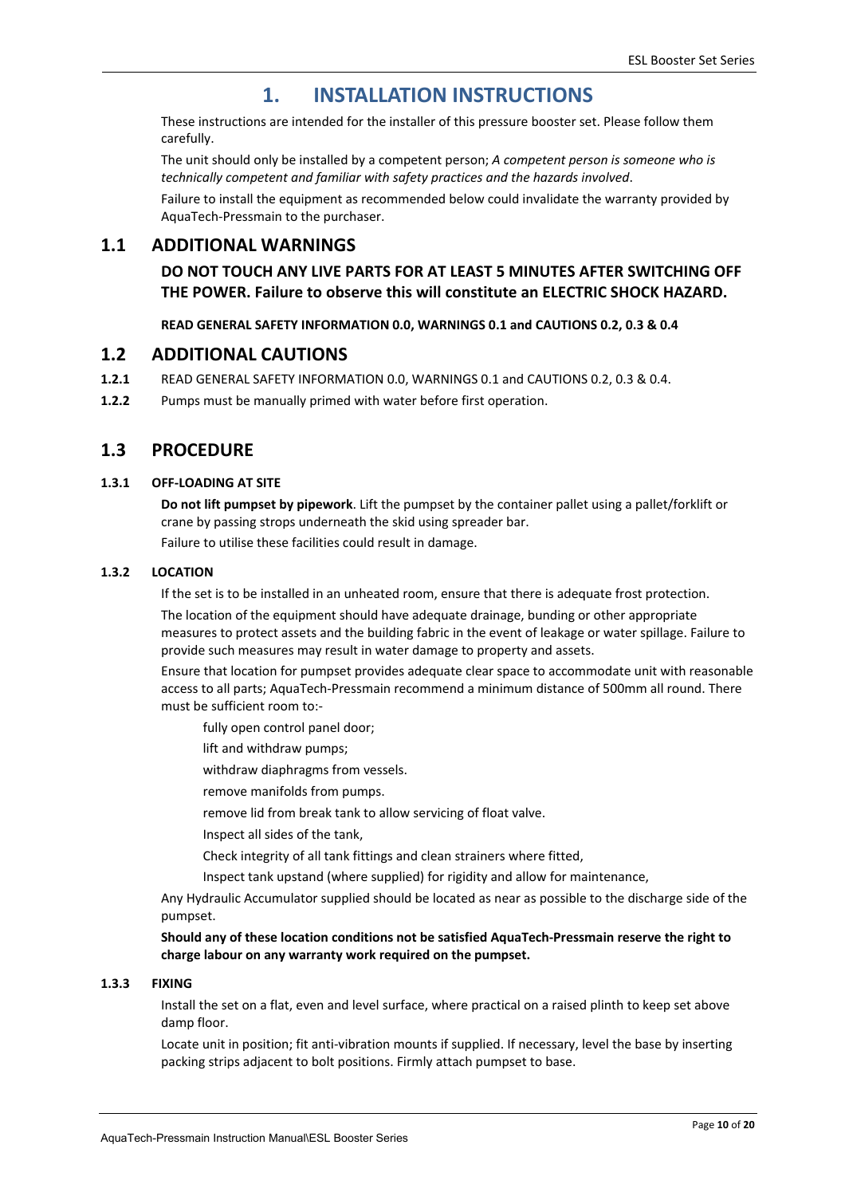# 1. INSTALLATION INSTRUCTIONS

These instructions are intended for the installer of this pressure booster set. Please follow them carefully.

The unit should only be installed by a competent person; *A competent person is someone who is technically competent and familiar with safety practices and the hazards involved*.

Failure to install the equipment as recommended below could invalidate the warranty provided by AquaTech-Pressmain to the purchaser.

## 1.1 ADDITIONAL WARNINGS

**DO NOT TOUCH ANY LIVE PARTS FOR AT LEAST 5 MINUTES AFTER SWITCHING OFF THE POWER. Failure to observe this will constitute an ELECTRIC SHOCK HAZARD.**

**READ GENERAL SAFETY INFORMATION 0.0, WARNINGS 0.1 and CAUTIONS 0.2, 0.3 & 0.4**

## 1.2 ADDITIONAL CAUTIONS

**1.2.1** READ GENERAL SAFETY INFORMATION 0.0, WARNINGS 0.1 and CAUTIONS 0.2, 0.3 & 0.4.

**1.2.2** Pumps must be manually primed with water before first operation.

## 1.3 PROCEDURE

### 1.3.1 OFF-LOADING AT SITE

**Do not lift pumpset by pipework**. Lift the pumpset by the container pallet using a pallet/forklift or crane by passing strops underneath the skid using spreader bar.

Failure to utilise these facilities could result in damage.

### 1.3.2 LOCATION

If the set is to be installed in an unheated room, ensure that there is adequate frost protection.

The location of the equipment should have adequate drainage, bunding or other appropriate measures to protect assets and the building fabric in the event of leakage or water spillage. Failure to provide such measures may result in water damage to property and assets.

Ensure that location for pumpset provides adequate clear space to accommodate unit with reasonable access to all parts; AquaTech-Pressmain recommend a minimum distance of 500mm all round. There must be sufficient room to:-

- fully open control panel door;
- lift and withdraw pumps;
- withdraw diaphragms from vessels.
- remove manifolds from pumps.
- remove lid from break tank to allow servicing of float valve.
- Inspect all sides of the tank,
- Check integrity of all tank fittings and clean strainers where fitted,
- Inspect tank upstand (where supplied) for rigidity and allow for maintenance,

Any Hydraulic Accumulator supplied should be located as near as possible to the discharge side of the pumpset.

**Should any of these location conditions not be satisfied AquaTech-Pressmain reserve the right to charge labour on any warranty work required on the pumpset.**

### 1.3.3 FIXING

Install the set on a flat, even and level surface, where practical on a raised plinth to keep set above damp floor.

Locate unit in position; fit anti-vibration mounts if supplied. If necessary, level the base by inserting packing strips adjacent to bolt positions. Firmly attach pumpset to base.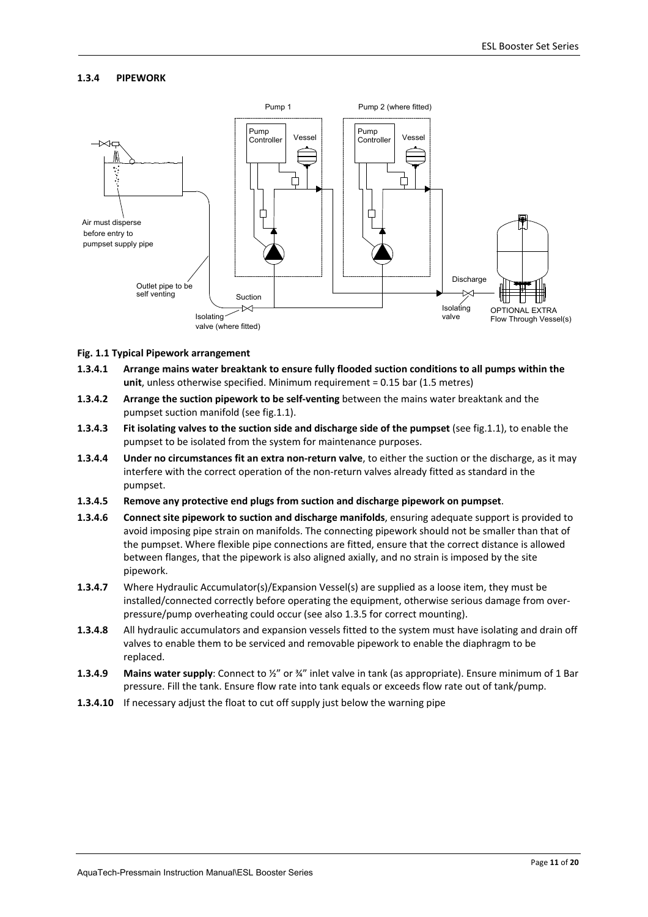### 1.3.4 PIPEWORK

**Fig. 1.1 Typical Pipework arrangement**

**1.3.4.1** **Arrange mains water breaktank to ensure fully flooded suction conditions to all pumps within the unit**, unless otherwise specified. Minimum requirement = 0.15 bar (1.5 metres)

**1.3.4.2** **Arrange the suction pipework to be self-venting** between the mains water breaktank and the pumpset suction manifold (see fig.1.1).

**1.3.4.3** **Fit isolating valves to the suction side and discharge side of the pumpset** (see fig.1.1), to enable the pumpset to be isolated from the system for maintenance purposes.

**1.3.4.4** **Under no circumstances fit an extra non-return valve**, to either the suction or the discharge, as it may interfere with the correct operation of the non-return valves already fitted as standard in the pumpset.

**1.3.4.5** **Remove any protective end plugs from suction and discharge pipework on pumpset**.

**1.3.4.6** **Connect site pipework to suction and discharge manifolds**, ensuring adequate support is provided to avoid imposing pipe strain on manifolds. The connecting pipework should not be smaller than that of the pumpset. Where flexible pipe connections are fitted, ensure that the correct distance is allowed between flanges, that the pipework is also aligned axially, and no strain is imposed by the site pipework.

**1.3.4.7** Where Hydraulic Accumulator(s)/Expansion Vessel(s) are supplied as a loose item, they must be installed/connected correctly before operating the equipment, otherwise serious damage from over-pressure/pump overheating could occur (see also 1.3.5 for correct mounting).

**1.3.4.8** All hydraulic accumulators and expansion vessels fitted to the system must have isolating and drain off valves to enable them to be serviced and removable pipework to enable the diaphragm to be replaced.

**1.3.4.9** **Mains water supply**: Connect to ½" or ¾" inlet valve in tank (as appropriate). Ensure minimum of 1 Bar pressure. Fill the tank. Ensure flow rate into tank equals or exceeds flow rate out of tank/pump.

**1.3.4.10** If necessary adjust the float to cut off supply just below the warning pipe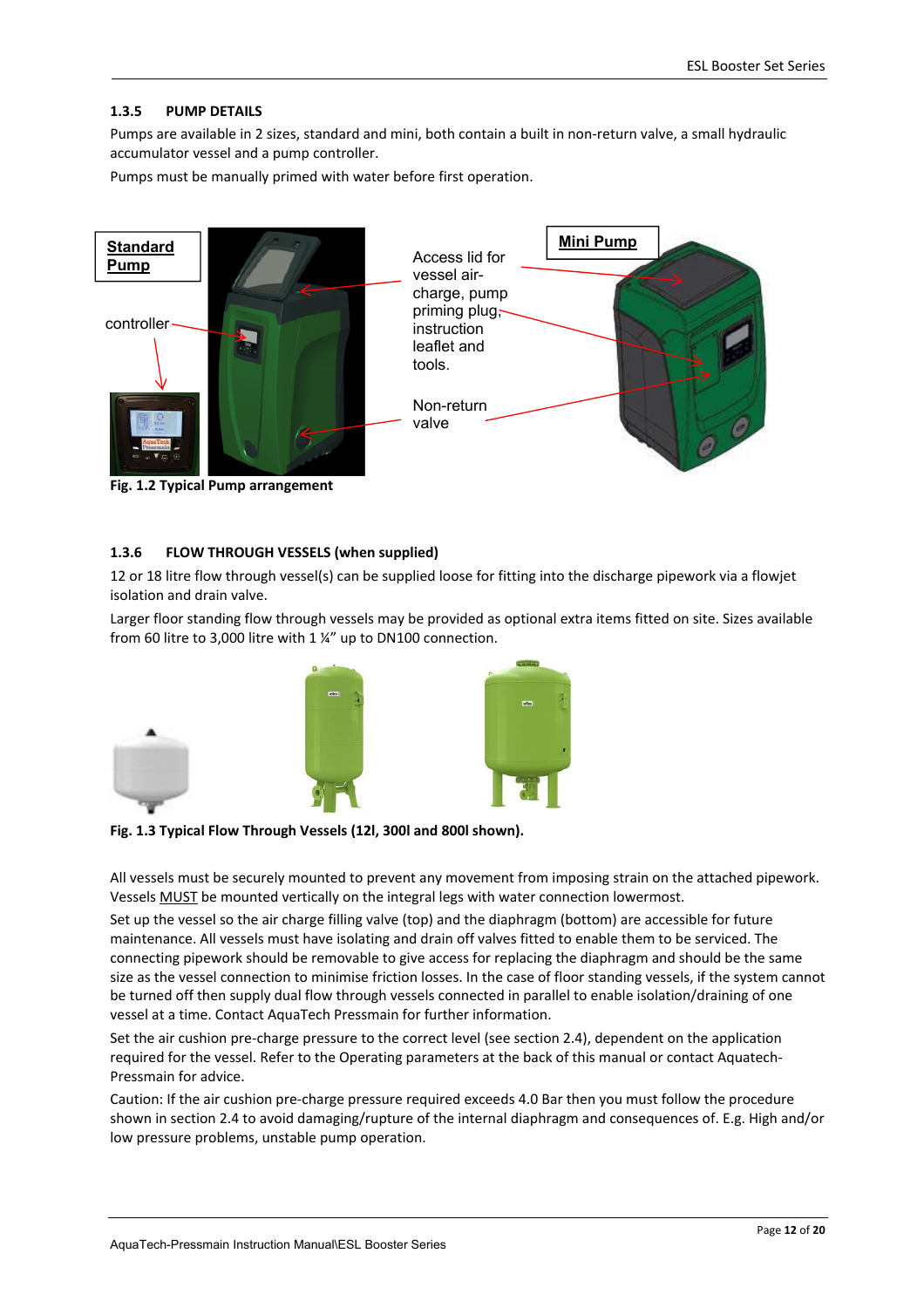### 1.3.5 PUMP DETAILS

Pumps are available in 2 sizes, standard and mini, both contain a built in non-return valve, a small hydraulic accumulator vessel and a pump controller.

Pumps must be manually primed with water before first operation.

**Fig. 1.2 Typical Pump arrangement**

### 1.3.6 FLOW THROUGH VESSELS (when supplied)

12 or 18 litre flow through vessel(s) can be supplied loose for fitting into the discharge pipework via a flowjet isolation and drain valve.

Larger floor standing flow through vessels may be provided as optional extra items fitted on site. Sizes available from 60 litre to 3,000 litre with 1 ¼" up to DN100 connection.

**Fig. 1.3 Typical Flow Through Vessels (12l, 300l and 800l shown).**

All vessels must be securely mounted to prevent any movement from imposing strain on the attached pipework. Vessels MUST be mounted vertically on the integral legs with water connection lowermost.

Set up the vessel so the air charge filling valve (top) and the diaphragm (bottom) are accessible for future maintenance. All vessels must have isolating and drain off valves fitted to enable them to be serviced. The connecting pipework should be removable to give access for replacing the diaphragm and should be the same size as the vessel connection to minimise friction losses. In the case of floor standing vessels, if the system cannot be turned off then supply dual flow through vessels connected in parallel to enable isolation/draining of one vessel at a time. Contact AquaTech Pressmain for further information.

Set the air cushion pre-charge pressure to the correct level (see section 2.4), dependent on the application required for the vessel. Refer to the Operating parameters at the back of this manual or contact Aquatech-Pressmain for advice.

Caution: If the air cushion pre-charge pressure required exceeds 4.0 Bar then you must follow the procedure shown in section 2.4 to avoid damaging/rupture of the internal diaphragm and consequences of. E.g. High and/or low pressure problems, unstable pump operation.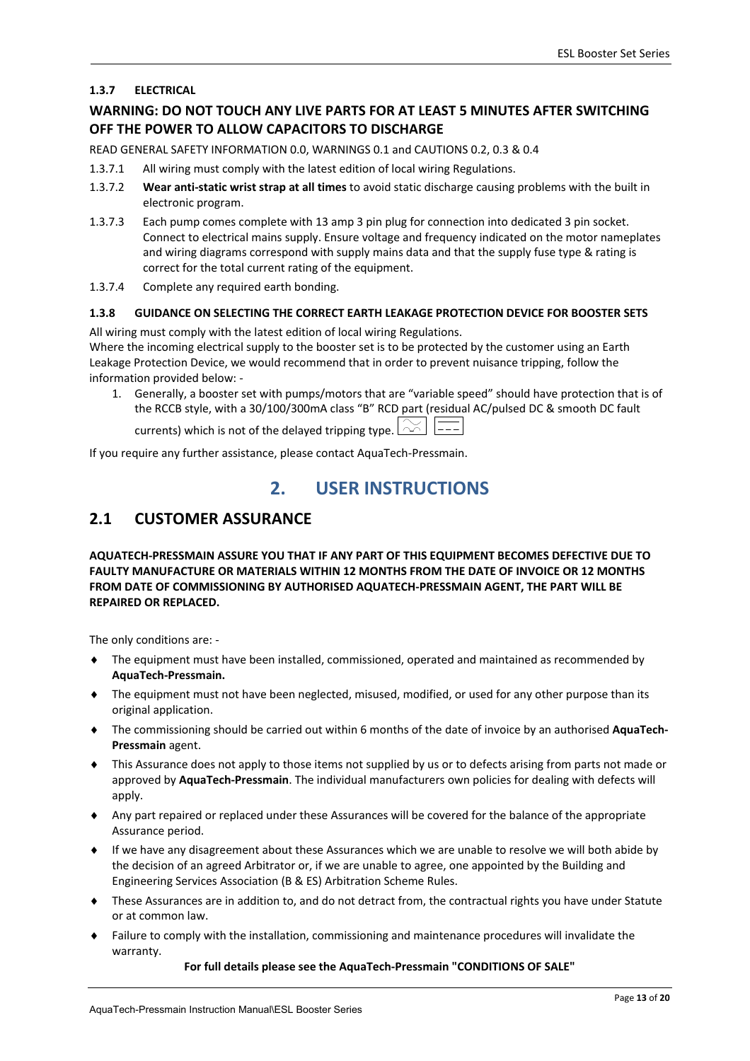### 1.3.7 ELECTRICAL

**WARNING: DO NOT TOUCH ANY LIVE PARTS FOR AT LEAST 5 MINUTES AFTER SWITCHING OFF THE POWER TO ALLOW CAPACITORS TO DISCHARGE**

READ GENERAL SAFETY INFORMATION 0.0, WARNINGS 0.1 and CAUTIONS 0.2, 0.3 & 0.4

1.3.7.1 All wiring must comply with the latest edition of local wiring Regulations.

1.3.7.2 **Wear anti-static wrist strap at all times** to avoid static discharge causing problems with the built in electronic program.

1.3.7.3 Each pump comes complete with 13 amp 3 pin plug for connection into dedicated 3 pin socket. Connect to electrical mains supply. Ensure voltage and frequency indicated on the motor nameplates and wiring diagrams correspond with supply mains data and that the supply fuse type & rating is correct for the total current rating of the equipment.

1.3.7.4 Complete any required earth bonding.

### 1.3.8 GUIDANCE ON SELECTING THE CORRECT EARTH LEAKAGE PROTECTION DEVICE FOR BOOSTER SETS

All wiring must comply with the latest edition of local wiring Regulations.
Where the incoming electrical supply to the booster set is to be protected by the customer using an Earth Leakage Protection Device, we would recommend that in order to prevent nuisance tripping, follow the information provided below: -

1. Generally, a booster set with pumps/motors that are "variable speed" should have protection that is of the RCCB style, with a 30/100/300mA class "B" RCD part (residual AC/pulsed DC & smooth DC fault currents) which is not of the delayed tripping type.

If you require any further assistance, please contact AquaTech-Pressmain.

# 2. USER INSTRUCTIONS

## 2.1 CUSTOMER ASSURANCE

**AQUATECH-PRESSMAIN ASSURE YOU THAT IF ANY PART OF THIS EQUIPMENT BECOMES DEFECTIVE DUE TO FAULTY MANUFACTURE OR MATERIALS WITHIN 12 MONTHS FROM THE DATE OF INVOICE OR 12 MONTHS FROM DATE OF COMMISSIONING BY AUTHORISED AQUATECH-PRESSMAIN AGENT, THE PART WILL BE REPAIRED OR REPLACED.**

The only conditions are: -

- The equipment must have been installed, commissioned, operated and maintained as recommended by **AquaTech-Pressmain.**
- The equipment must not have been neglected, misused, modified, or used for any other purpose than its original application.
- The commissioning should be carried out within 6 months of the date of invoice by an authorised **AquaTech-Pressmain** agent.
- This Assurance does not apply to those items not supplied by us or to defects arising from parts not made or approved by **AquaTech-Pressmain**. The individual manufacturers own policies for dealing with defects will apply.
- Any part repaired or replaced under these Assurances will be covered for the balance of the appropriate Assurance period.
- If we have any disagreement about these Assurances which we are unable to resolve we will both abide by the decision of an agreed Arbitrator or, if we are unable to agree, one appointed by the Building and Engineering Services Association (B & ES) Arbitration Scheme Rules.
- These Assurances are in addition to, and do not detract from, the contractual rights you have under Statute or at common law.
- Failure to comply with the installation, commissioning and maintenance procedures will invalidate the warranty.

**For full details please see the AquaTech-Pressmain "CONDITIONS OF SALE"**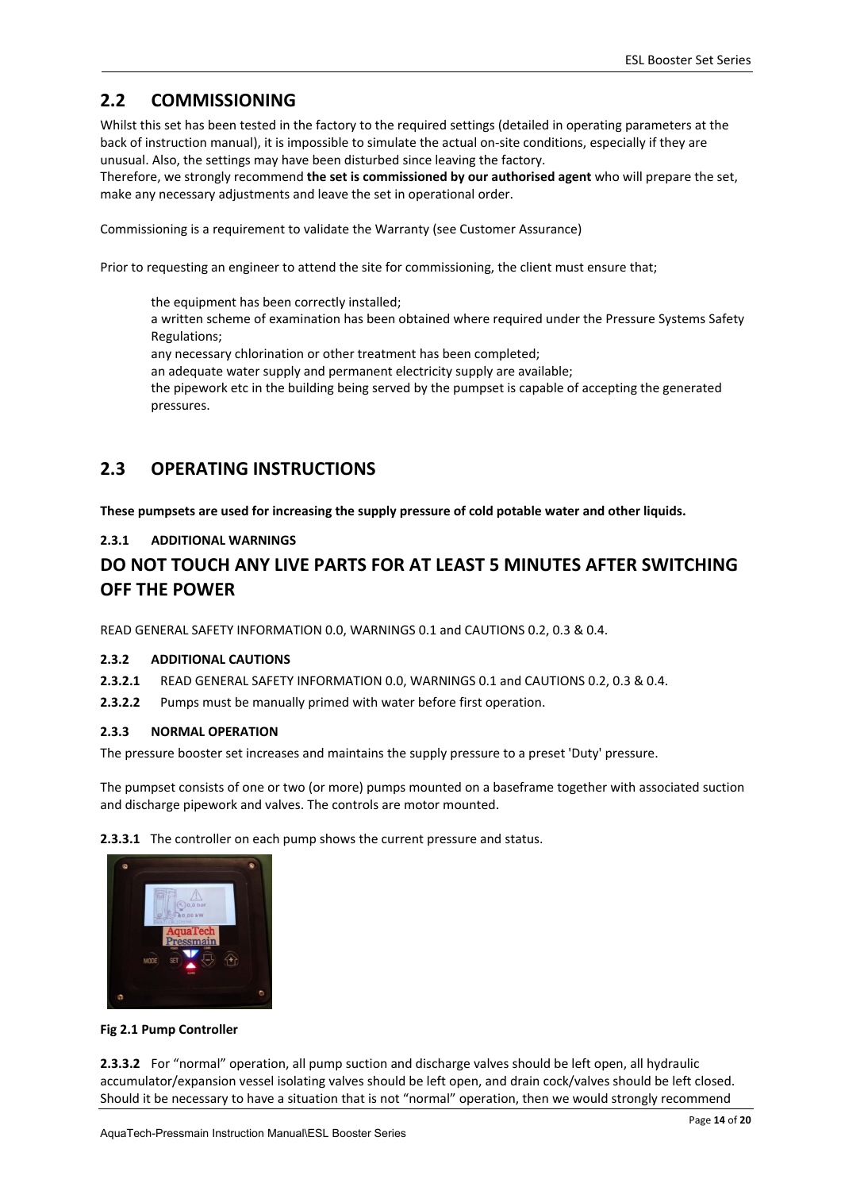## 2.2 COMMISSIONING

Whilst this set has been tested in the factory to the required settings (detailed in operating parameters at the back of instruction manual), it is impossible to simulate the actual on-site conditions, especially if they are unusual. Also, the settings may have been disturbed since leaving the factory.
Therefore, we strongly recommend **the set is commissioned by our authorised agent** who will prepare the set, make any necessary adjustments and leave the set in operational order.

Commissioning is a requirement to validate the Warranty (see Customer Assurance)

Prior to requesting an engineer to attend the site for commissioning, the client must ensure that;

> the equipment has been correctly installed;
> a written scheme of examination has been obtained where required under the Pressure Systems Safety Regulations;
> any necessary chlorination or other treatment has been completed;
> an adequate water supply and permanent electricity supply are available;
> the pipework etc in the building being served by the pumpset is capable of accepting the generated pressures.

## 2.3 OPERATING INSTRUCTIONS

**These pumpsets are used for increasing the supply pressure of cold potable water and other liquids.**

### 2.3.1 ADDITIONAL WARNINGS

## DO NOT TOUCH ANY LIVE PARTS FOR AT LEAST 5 MINUTES AFTER SWITCHING OFF THE POWER

READ GENERAL SAFETY INFORMATION 0.0, WARNINGS 0.1 and CAUTIONS 0.2, 0.3 & 0.4.

### 2.3.2 ADDITIONAL CAUTIONS

**2.3.2.1** READ GENERAL SAFETY INFORMATION 0.0, WARNINGS 0.1 and CAUTIONS 0.2, 0.3 & 0.4.

**2.3.2.2** Pumps must be manually primed with water before first operation.

### 2.3.3 NORMAL OPERATION

The pressure booster set increases and maintains the supply pressure to a preset 'Duty' pressure.

The pumpset consists of one or two (or more) pumps mounted on a baseframe together with associated suction and discharge pipework and valves. The controls are motor mounted.

**2.3.3.1** The controller on each pump shows the current pressure and status.

**Fig 2.1 Pump Controller**

**2.3.3.2** For "normal" operation, all pump suction and discharge valves should be left open, all hydraulic accumulator/expansion vessel isolating valves should be left open, and drain cock/valves should be left closed. Should it be necessary to have a situation that is not "normal" operation, then we would strongly recommend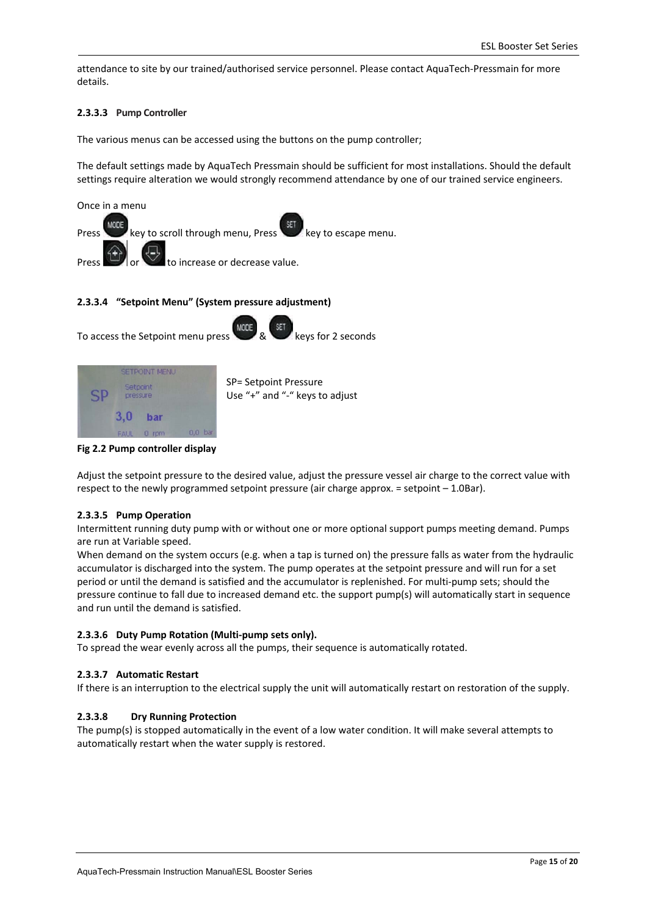attendance to site by our trained/authorised service personnel. Please contact AquaTech-Pressmain for more details.

#### 2.3.3.3 Pump Controller

The various menus can be accessed using the buttons on the pump controller;

The default settings made by AquaTech Pressmain should be sufficient for most installations. Should the default settings require alteration we would strongly recommend attendance by one of our trained service engineers.

Once in a menu

Press MODE key to scroll through menu, Press SET key to escape menu.

Press + or - to increase or decrease value.

#### 2.3.3.4 "Setpoint Menu" (System pressure adjustment)

To access the Setpoint menu press MODE & SET keys for 2 seconds

SP= Setpoint Pressure
Use "+" and "-" keys to adjust

**Fig 2.2 Pump controller display**

Adjust the setpoint pressure to the desired value, adjust the pressure vessel air charge to the correct value with respect to the newly programmed setpoint pressure (air charge approx. = setpoint – 1.0Bar).

#### 2.3.3.5 Pump Operation

Intermittent running duty pump with or without one or more optional support pumps meeting demand. Pumps are run at Variable speed.

When demand on the system occurs (e.g. when a tap is turned on) the pressure falls as water from the hydraulic accumulator is discharged into the system. The pump operates at the setpoint pressure and will run for a set period or until the demand is satisfied and the accumulator is replenished. For multi-pump sets; should the pressure continue to fall due to increased demand etc. the support pump(s) will automatically start in sequence and run until the demand is satisfied.

#### 2.3.3.6 Duty Pump Rotation (Multi-pump sets only).

To spread the wear evenly across all the pumps, their sequence is automatically rotated.

#### 2.3.3.7 Automatic Restart

If there is an interruption to the electrical supply the unit will automatically restart on restoration of the supply.

#### 2.3.3.8 Dry Running Protection

The pump(s) is stopped automatically in the event of a low water condition. It will make several attempts to automatically restart when the water supply is restored.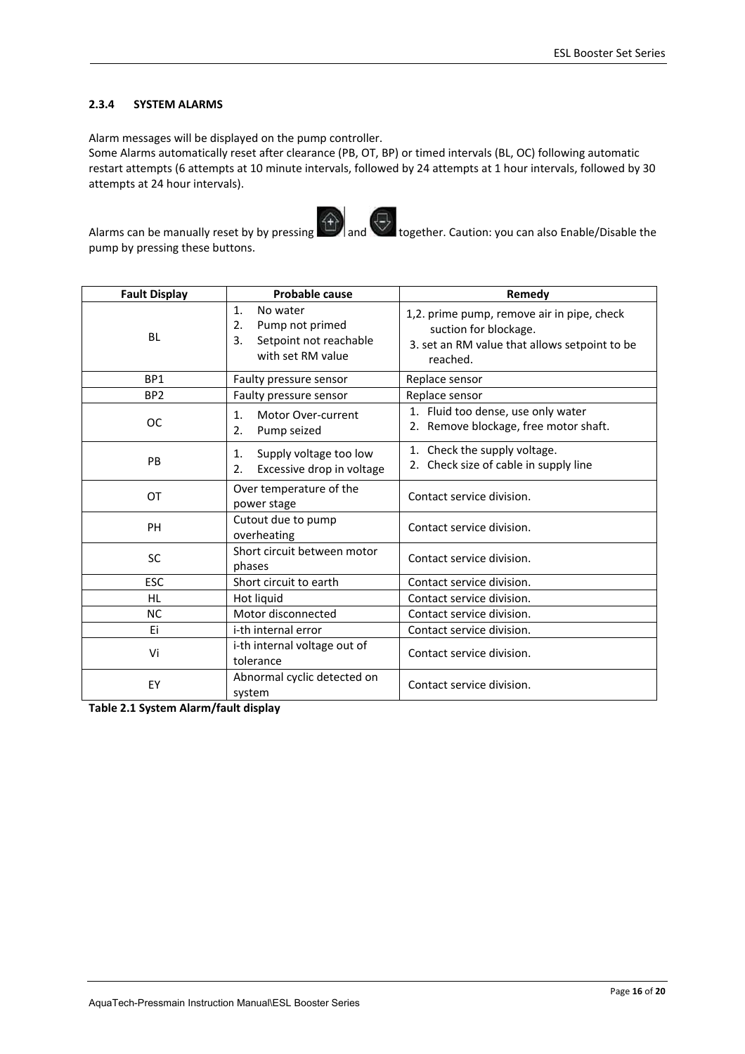### 2.3.4 SYSTEM ALARMS

Alarm messages will be displayed on the pump controller.
Some Alarms automatically reset after clearance (PB, OT, BP) or timed intervals (BL, OC) following automatic restart attempts (6 attempts at 10 minute intervals, followed by 24 attempts at 1 hour intervals, followed by 30 attempts at 24 hour intervals).

Alarms can be manually reset by by pressing [+] and [-] together. Caution: you can also Enable/Disable the pump by pressing these buttons.

| Fault Display | Probable cause | Remedy |
|---|---|---|
| BL | 1. No water<br>2. Pump not primed<br>3. Setpoint not reachable with set RM value | 1,2. prime pump, remove air in pipe, check suction for blockage.<br>3. set an RM value that allows setpoint to be reached. |
| BP1 | Faulty pressure sensor | Replace sensor |
| BP2 | Faulty pressure sensor | Replace sensor |
| OC | 1. Motor Over-current<br>2. Pump seized | 1. Fluid too dense, use only water<br>2. Remove blockage, free motor shaft. |
| PB | 1. Supply voltage too low<br>2. Excessive drop in voltage | 1. Check the supply voltage.<br>2. Check size of cable in supply line |
| OT | Over temperature of the power stage | Contact service division. |
| PH | Cutout due to pump overheating | Contact service division. |
| SC | Short circuit between motor phases | Contact service division. |
| ESC | Short circuit to earth | Contact service division. |
| HL | Hot liquid | Contact service division. |
| NC | Motor disconnected | Contact service division. |
| Ei | i-th internal error | Contact service division. |
| Vi | i-th internal voltage out of tolerance | Contact service division. |
| EY | Abnormal cyclic detected on system | Contact service division. |

**Table 2.1 System Alarm/fault display**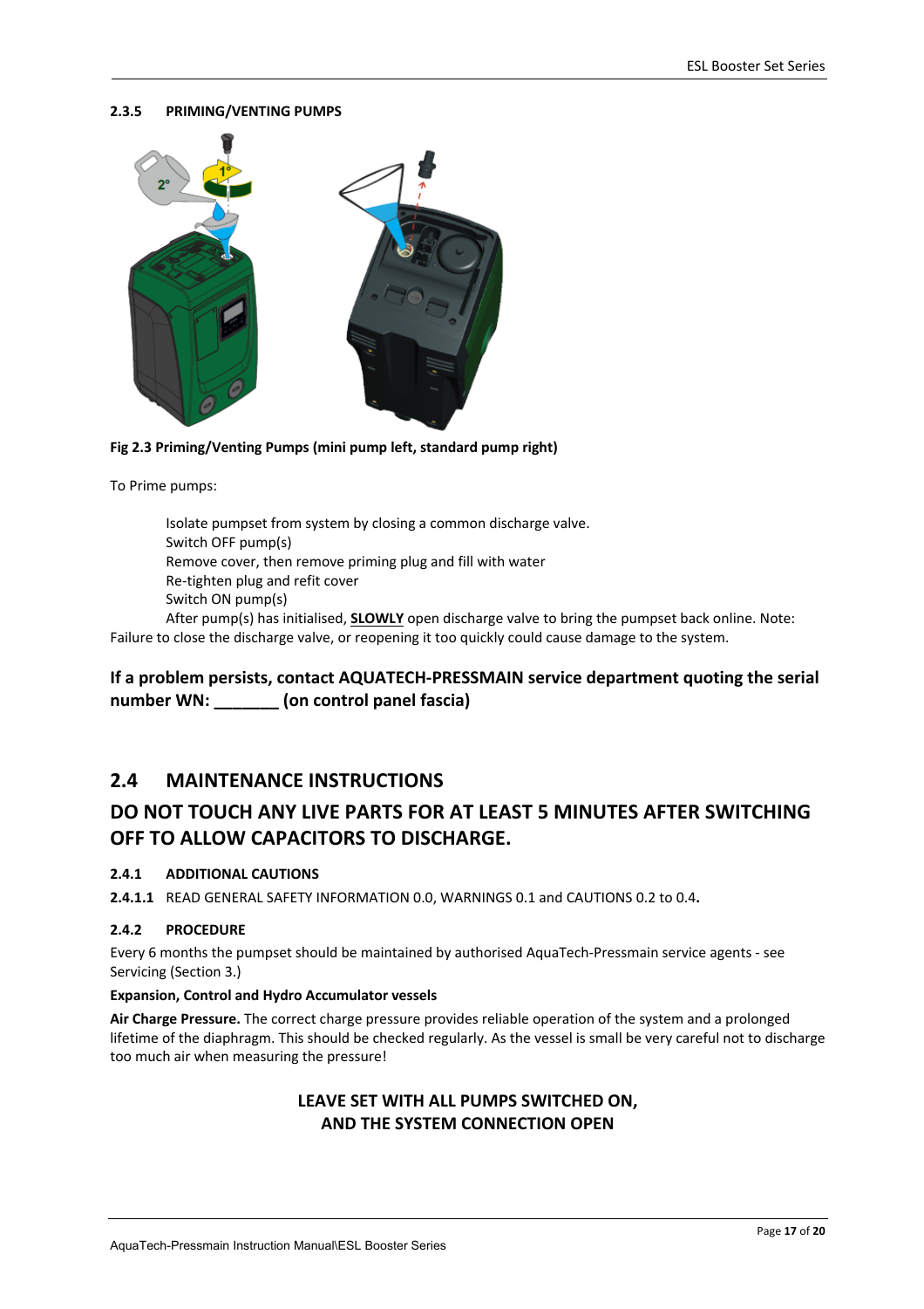#### 2.3.5 PRIMING/VENTING PUMPS

**Fig 2.3 Priming/Venting Pumps (mini pump left, standard pump right)**

To Prime pumps:

Isolate pumpset from system by closing a common discharge valve.
Switch OFF pump(s)
Remove cover, then remove priming plug and fill with water
Re-tighten plug and refit cover
Switch ON pump(s)
After pump(s) has initialised, **SLOWLY** open discharge valve to bring the pumpset back online. Note: Failure to close the discharge valve, or reopening it too quickly could cause damage to the system.

**If a problem persists, contact AQUATECH-PRESSMAIN service department quoting the serial number WN: _______ (on control panel fascia)**

## 2.4 MAINTENANCE INSTRUCTIONS

## DO NOT TOUCH ANY LIVE PARTS FOR AT LEAST 5 MINUTES AFTER SWITCHING OFF TO ALLOW CAPACITORS TO DISCHARGE.

#### 2.4.1 ADDITIONAL CAUTIONS

**2.4.1.1** READ GENERAL SAFETY INFORMATION 0.0, WARNINGS 0.1 and CAUTIONS 0.2 to 0.4**.**

#### 2.4.2 PROCEDURE

Every 6 months the pumpset should be maintained by authorised AquaTech-Pressmain service agents - see Servicing (Section 3.)

**Expansion, Control and Hydro Accumulator vessels**

**Air Charge Pressure.** The correct charge pressure provides reliable operation of the system and a prolonged lifetime of the diaphragm. This should be checked regularly. As the vessel is small be very careful not to discharge too much air when measuring the pressure!

**LEAVE SET WITH ALL PUMPS SWITCHED ON,
AND THE SYSTEM CONNECTION OPEN**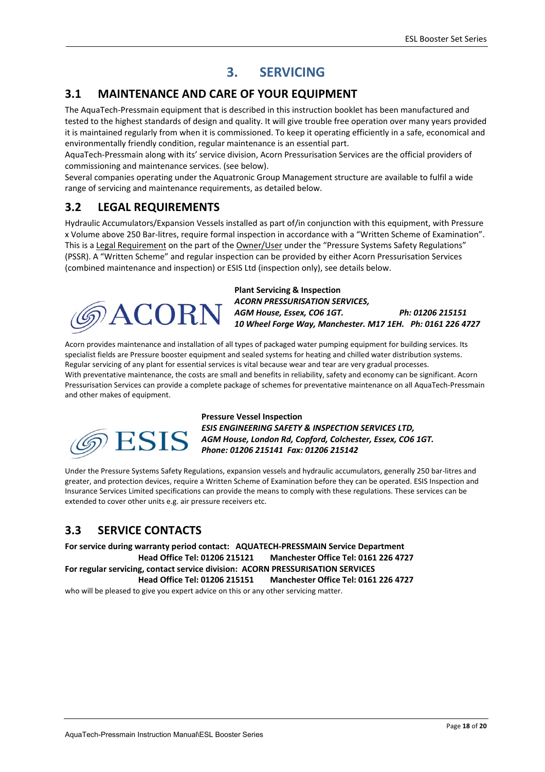# 3. SERVICING

## 3.1 MAINTENANCE AND CARE OF YOUR EQUIPMENT

The AquaTech-Pressmain equipment that is described in this instruction booklet has been manufactured and tested to the highest standards of design and quality. It will give trouble free operation over many years provided it is maintained regularly from when it is commissioned. To keep it operating efficiently in a safe, economical and environmentally friendly condition, regular maintenance is an essential part.

AquaTech-Pressmain along with its' service division, Acorn Pressurisation Services are the official providers of commissioning and maintenance services. (see below).

Several companies operating under the Aquatronic Group Management structure are available to fulfil a wide range of servicing and maintenance requirements, as detailed below.

## 3.2 LEGAL REQUIREMENTS

Hydraulic Accumulators/Expansion Vessels installed as part of/in conjunction with this equipment, with Pressure x Volume above 250 Bar-litres, require formal inspection in accordance with a "Written Scheme of Examination". This is a Legal Requirement on the part of the Owner/User under the "Pressure Systems Safety Regulations" (PSSR). A "Written Scheme" and regular inspection can be provided by either Acorn Pressurisation Services (combined maintenance and inspection) or ESIS Ltd (inspection only), see details below.

ACORN

**Plant Servicing & Inspection**
***ACORN PRESSURISATION SERVICES,***
***AGM House, Essex, CO6 1GT. Ph: 01206 215151***
***10 Wheel Forge Way, Manchester. M17 1EH. Ph: 0161 226 4727***

Acorn provides maintenance and installation of all types of packaged water pumping equipment for building services. Its specialist fields are Pressure booster equipment and sealed systems for heating and chilled water distribution systems. Regular servicing of any plant for essential services is vital because wear and tear are very gradual processes.
With preventative maintenance, the costs are small and benefits in reliability, safety and economy can be significant. Acorn Pressurisation Services can provide a complete package of schemes for preventative maintenance on all AquaTech-Pressmain and other makes of equipment.

ESIS

**Pressure Vessel Inspection**
***ESIS ENGINEERING SAFETY & INSPECTION SERVICES LTD,***
***AGM House, London Rd, Copford, Colchester, Essex, CO6 1GT.***
***Phone: 01206 215141 Fax: 01206 215142***

Under the Pressure Systems Safety Regulations, expansion vessels and hydraulic accumulators, generally 250 bar-litres and greater, and protection devices, require a Written Scheme of Examination before they can be operated. ESIS Inspection and Insurance Services Limited specifications can provide the means to comply with these regulations. These services can be extended to cover other units e.g. air pressure receivers etc.

## 3.3 SERVICE CONTACTS

**For service during warranty period contact: AQUATECH-PRESSMAIN Service Department**
**Head Office Tel: 01206 215121 Manchester Office Tel: 0161 226 4727**
**For regular servicing, contact service division: ACORN PRESSURISATION SERVICES**
**Head Office Tel: 01206 215151 Manchester Office Tel: 0161 226 4727**
who will be pleased to give you expert advice on this or any other servicing matter.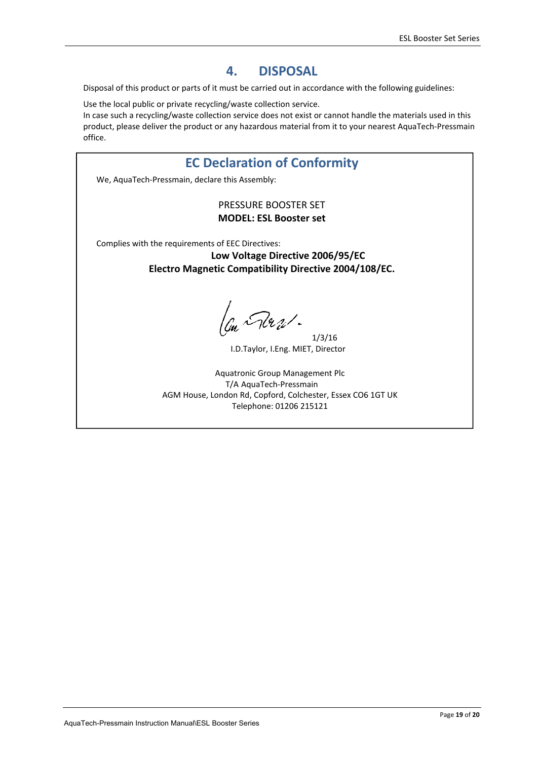# 4. DISPOSAL

Disposal of this product or parts of it must be carried out in accordance with the following guidelines:

Use the local public or private recycling/waste collection service.
In case such a recycling/waste collection service does not exist or cannot handle the materials used in this product, please deliver the product or any hazardous material from it to your nearest AquaTech-Pressmain office.

## EC Declaration of Conformity

We, AquaTech-Pressmain, declare this Assembly:

PRESSURE BOOSTER SET
**MODEL: ESL Booster set**

Complies with the requirements of EEC Directives:

**Low Voltage Directive 2006/95/EC**
**Electro Magnetic Compatibility Directive 2004/108/EC.**

1/3/16
I.D.Taylor, I.Eng. MIET, Director

Aquatronic Group Management Plc
T/A AquaTech-Pressmain
AGM House, London Rd, Copford, Colchester, Essex CO6 1GT UK
Telephone: 01206 215121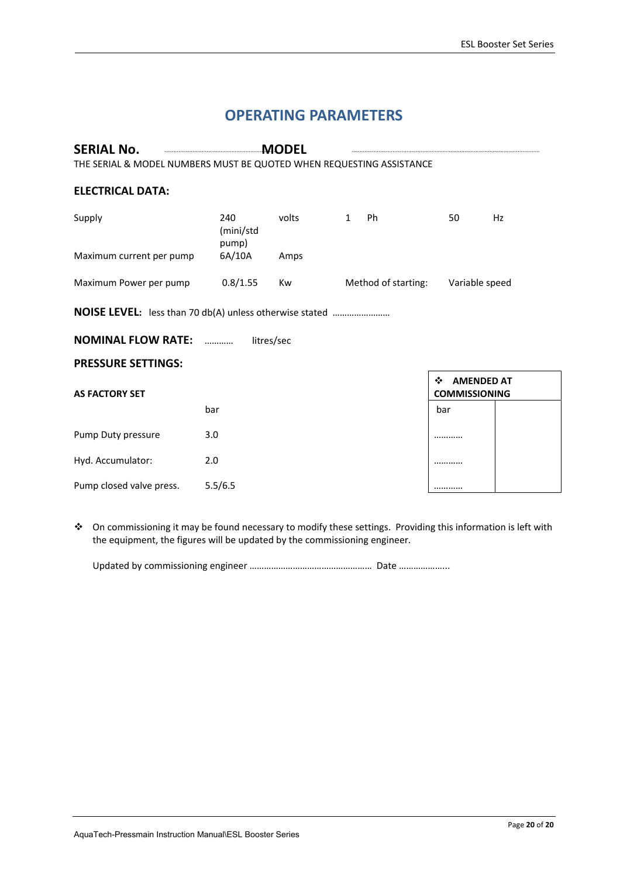# OPERATING PARAMETERS

**SERIAL No.** ............................................................**MODEL** ............................................................

THE SERIAL & MODEL NUMBERS MUST BE QUOTED WHEN REQUESTING ASSISTANCE

## ELECTRICAL DATA:

| | | | | | | |
|---|---|---|---|---|---|---|
| Supply | 240 (mini/std pump) | volts | 1 | Ph | 50 | Hz |
| Maximum current per pump | 6A/10A | Amps | | | | |
| Maximum Power per pump | 0.8/1.55 | Kw | Method of starting: | | Variable speed | |

**NOISE LEVEL:** less than 70 db(A) unless otherwise stated ......................

**NOMINAL FLOW RATE:** ........... litres/sec

## PRESSURE SETTINGS:

| AS FACTORY SET | | ❖ AMENDED AT COMMISSIONING | |
|---|---|---|---|
| | bar | bar | |
| Pump Duty pressure | 3.0 | ........... | |
| Hyd. Accumulator: | 2.0 | ........... | |
| Pump closed valve press. | 5.5/6.5 | ........... | |

❖ On commissioning it may be found necessary to modify these settings. Providing this information is left with the equipment, the figures will be updated by the commissioning engineer.

Updated by commissioning engineer ................................................ Date ...................